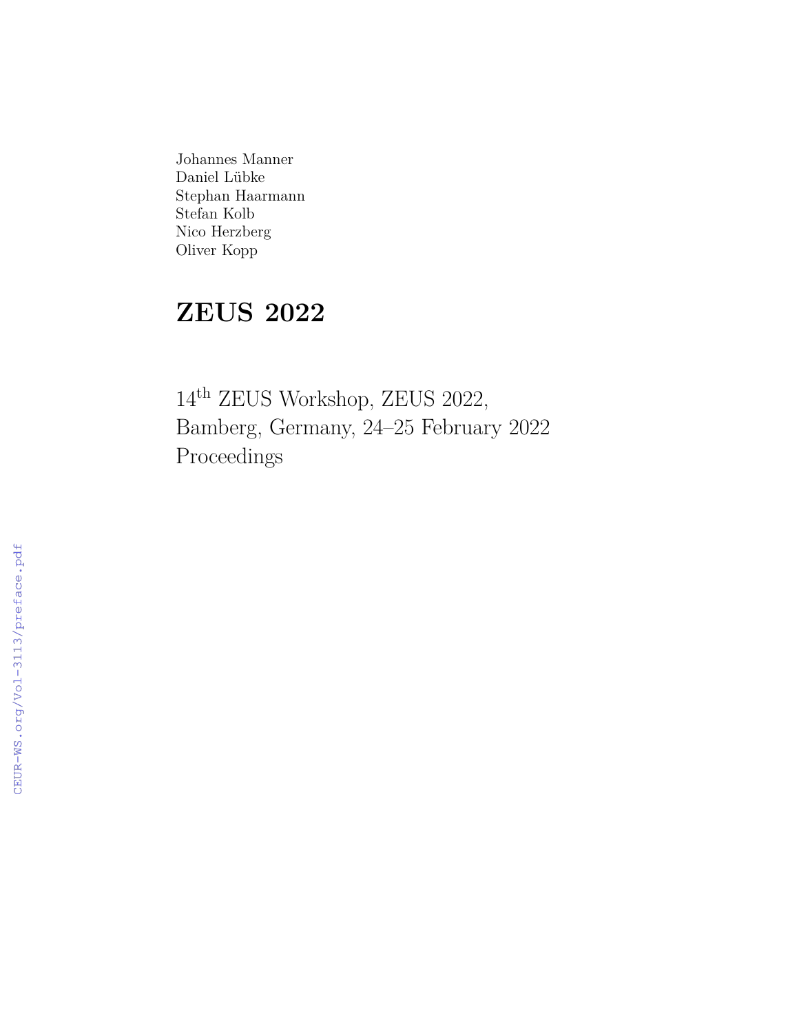Johannes Manner
Daniel Lübke
Stephan Haarmann
Stefan Kolb
Nico Herzberg
Oliver Kopp

# ZEUS 2022

14th ZEUS Workshop, ZEUS 2022,
Bamberg, Germany, 24–25 February 2022
Proceedings

CEUR-WS.org/Vol-3113/preface.pdf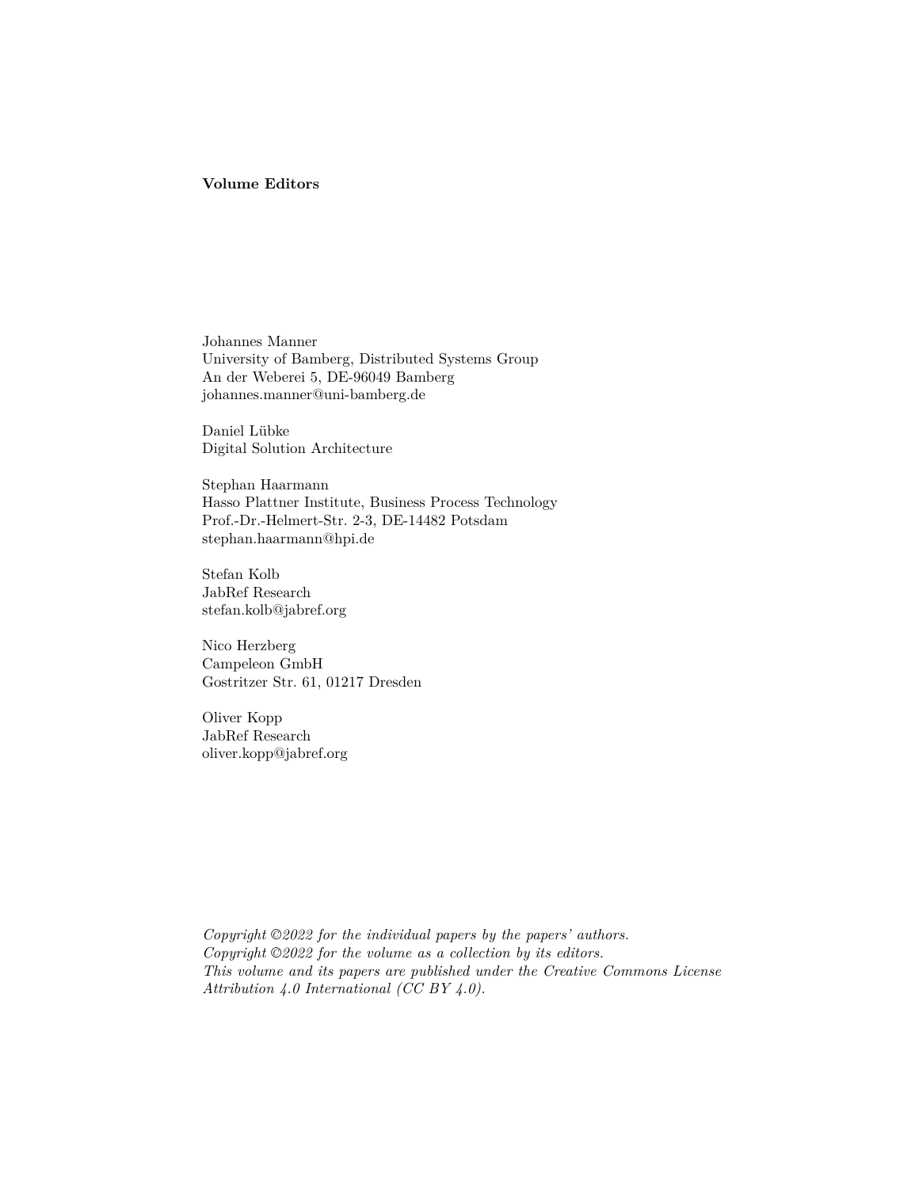**Volume Editors**

Johannes Manner  
University of Bamberg, Distributed Systems Group  
An der Weberei 5, DE-96049 Bamberg  
johannes.manner@uni-bamberg.de

Daniel Lübke  
Digital Solution Architecture

Stephan Haarmann  
Hasso Plattner Institute, Business Process Technology  
Prof.-Dr.-Helmert-Str. 2-3, DE-14482 Potsdam  
stephan.haarmann@hpi.de

Stefan Kolb  
JabRef Research  
stefan.kolb@jabref.org

Nico Herzberg  
Campeleon GmbH  
Gostritzer Str. 61, 01217 Dresden

Oliver Kopp  
JabRef Research  
oliver.kopp@jabref.org

*Copyright ©2022 for the individual papers by the papers' authors.*  
*Copyright ©2022 for the volume as a collection by its editors.*  
*This volume and its papers are published under the Creative Commons License Attribution 4.0 International (CC BY 4.0).*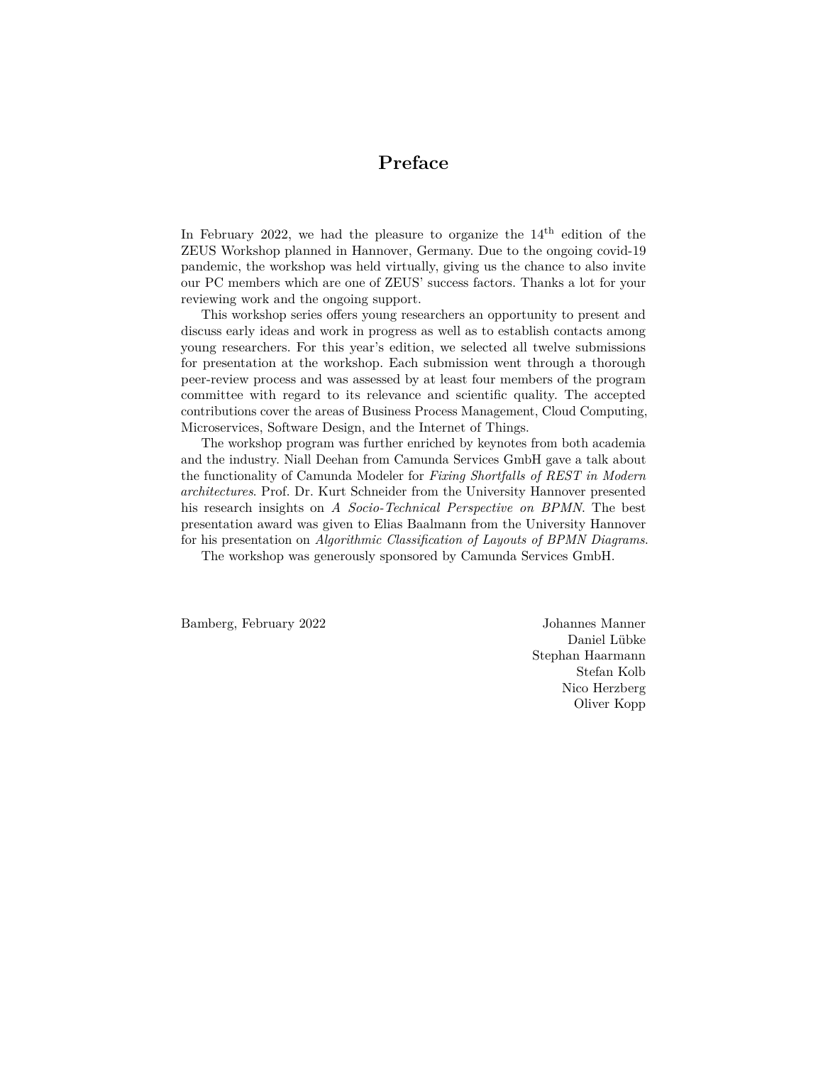# Preface

In February 2022, we had the pleasure to organize the 14th edition of the ZEUS Workshop planned in Hannover, Germany. Due to the ongoing covid-19 pandemic, the workshop was held virtually, giving us the chance to also invite our PC members which are one of ZEUS' success factors. Thanks a lot for your reviewing work and the ongoing support.

This workshop series offers young researchers an opportunity to present and discuss early ideas and work in progress as well as to establish contacts among young researchers. For this year's edition, we selected all twelve submissions for presentation at the workshop. Each submission went through a thorough peer-review process and was assessed by at least four members of the program committee with regard to its relevance and scientific quality. The accepted contributions cover the areas of Business Process Management, Cloud Computing, Microservices, Software Design, and the Internet of Things.

The workshop program was further enriched by keynotes from both academia and the industry. Niall Deehan from Camunda Services GmbH gave a talk about the functionality of Camunda Modeler for *Fixing Shortfalls of REST in Modern architectures*. Prof. Dr. Kurt Schneider from the University Hannover presented his research insights on *A Socio-Technical Perspective on BPMN*. The best presentation award was given to Elias Baalmann from the University Hannover for his presentation on *Algorithmic Classification of Layouts of BPMN Diagrams*.

The workshop was generously sponsored by Camunda Services GmbH.

Bamberg, February 2022

Johannes Manner
Daniel Lübke
Stephan Haarmann
Stefan Kolb
Nico Herzberg
Oliver Kopp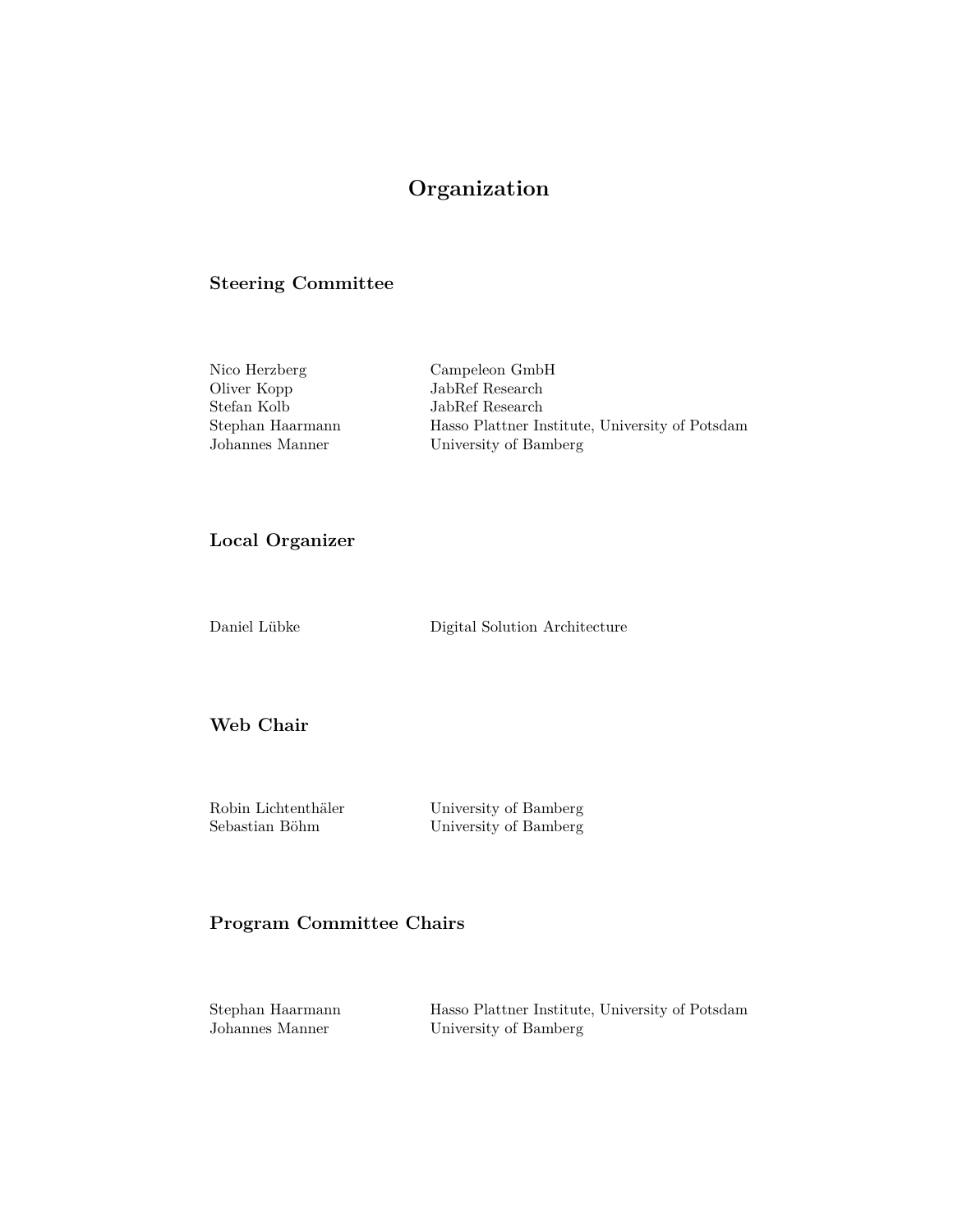# Organization

## Steering Committee

| | |
|---|---|
| Nico Herzberg | Campeleon GmbH |
| Oliver Kopp | JabRef Research |
| Stefan Kolb | JabRef Research |
| Stephan Haarmann | Hasso Plattner Institute, University of Potsdam |
| Johannes Manner | University of Bamberg |

## Local Organizer

| | |
|---|---|
| Daniel Lübke | Digital Solution Architecture |

## Web Chair

| | |
|---|---|
| Robin Lichtenthäler | University of Bamberg |
| Sebastian Böhm | University of Bamberg |

## Program Committee Chairs

| | |
|---|---|
| Stephan Haarmann | Hasso Plattner Institute, University of Potsdam |
| Johannes Manner | University of Bamberg |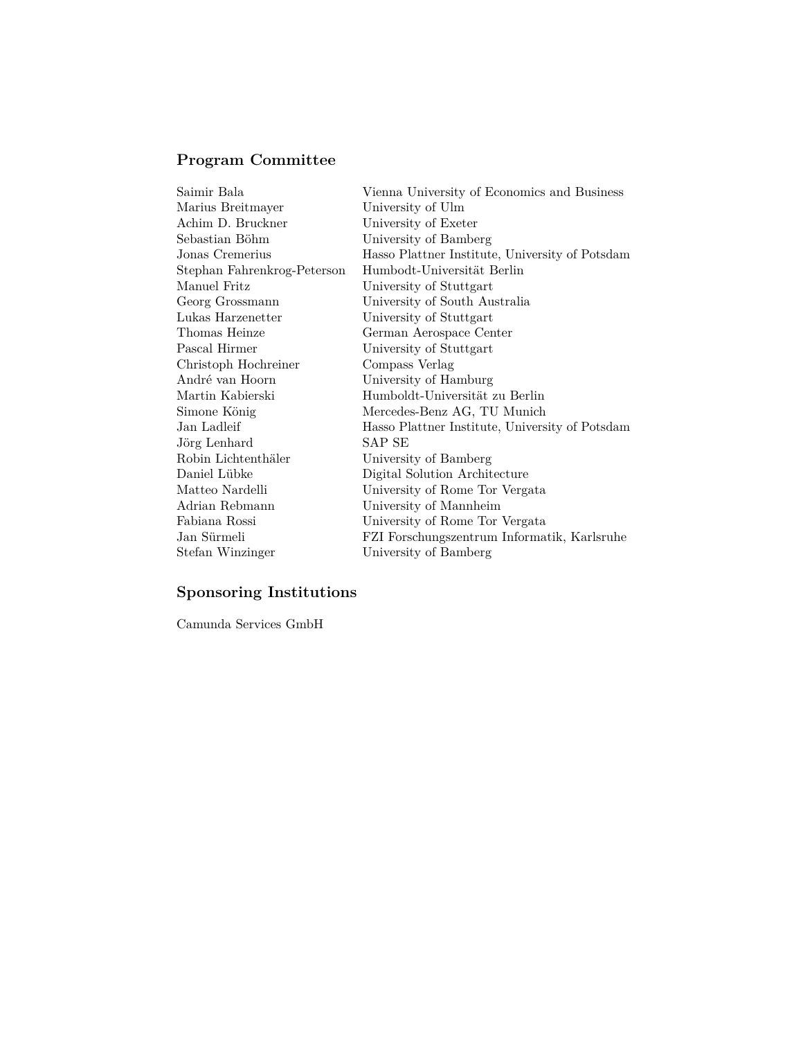## Program Committee

| | |
|---|---|
| Saimir Bala | Vienna University of Economics and Business |
| Marius Breitmayer | University of Ulm |
| Achim D. Bruckner | University of Exeter |
| Sebastian Böhm | University of Bamberg |
| Jonas Cremerius | Hasso Plattner Institute, University of Potsdam |
| Stephan Fahrenkrog-Peterson | Humbodt-Universität Berlin |
| Manuel Fritz | University of Stuttgart |
| Georg Grossmann | University of South Australia |
| Lukas Harzenetter | University of Stuttgart |
| Thomas Heinze | German Aerospace Center |
| Pascal Hirmer | University of Stuttgart |
| Christoph Hochreiner | Compass Verlag |
| André van Hoorn | University of Hamburg |
| Martin Kabierski | Humboldt-Universität zu Berlin |
| Simone König | Mercedes-Benz AG, TU Munich |
| Jan Ladleif | Hasso Plattner Institute, University of Potsdam |
| Jörg Lenhard | SAP SE |
| Robin Lichtenthäler | University of Bamberg |
| Daniel Lübke | Digital Solution Architecture |
| Matteo Nardelli | University of Rome Tor Vergata |
| Adrian Rebmann | University of Mannheim |
| Fabiana Rossi | University of Rome Tor Vergata |
| Jan Sürmeli | FZI Forschungszentrum Informatik, Karlsruhe |
| Stefan Winzinger | University of Bamberg |

## Sponsoring Institutions

Camunda Services GmbH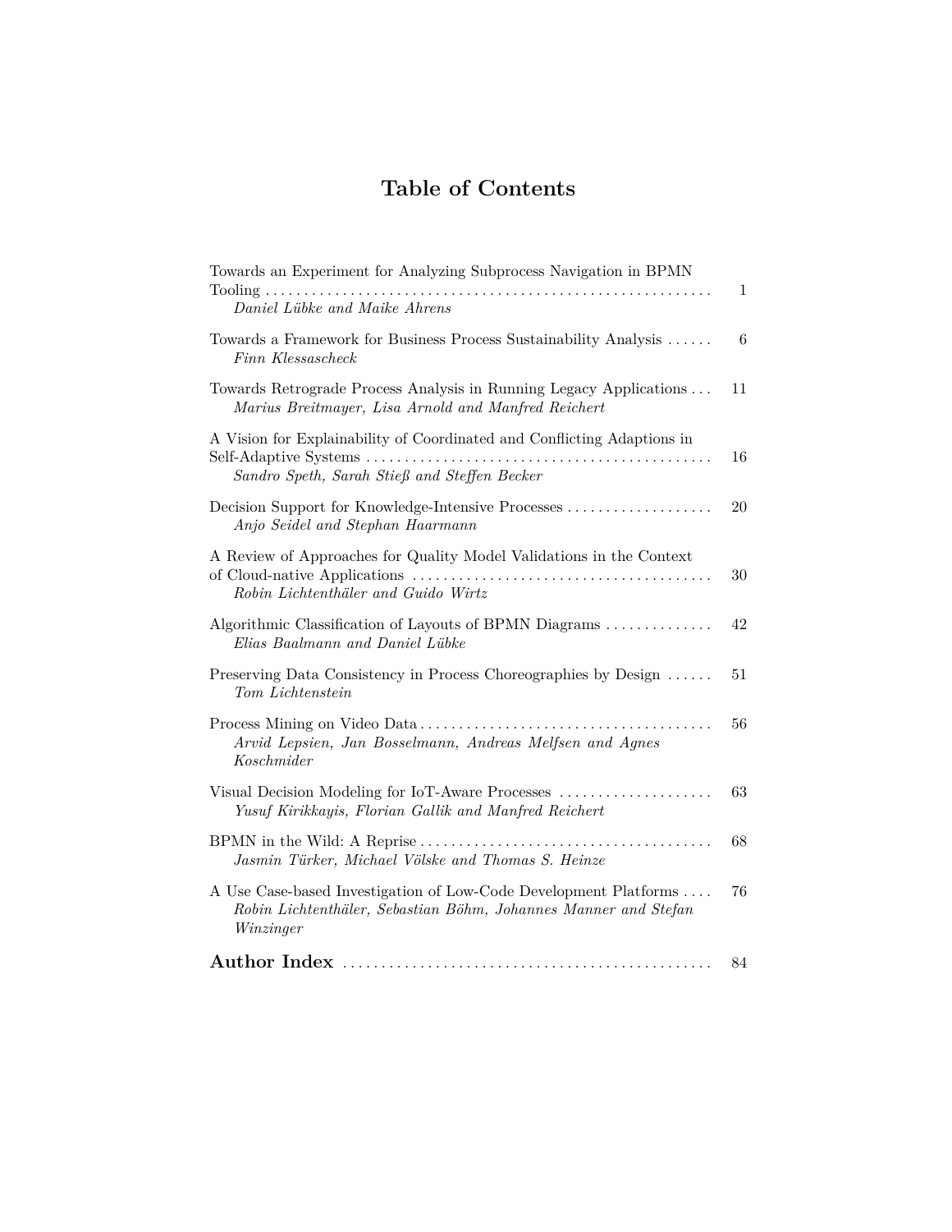# Table of Contents

Towards an Experiment for Analyzing Subprocess Navigation in BPMN Tooling ........ 1
*Daniel Lübke and Maike Ahrens*

Towards a Framework for Business Process Sustainability Analysis ........ 6
*Finn Klessascheck*

Towards Retrograde Process Analysis in Running Legacy Applications ........ 11
*Marius Breitmayer, Lisa Arnold and Manfred Reichert*

A Vision for Explainability of Coordinated and Conflicting Adaptions in Self-Adaptive Systems ........ 16
*Sandro Speth, Sarah Stieß and Steffen Becker*

Decision Support for Knowledge-Intensive Processes ........ 20
*Anjo Seidel and Stephan Haarmann*

A Review of Approaches for Quality Model Validations in the Context of Cloud-native Applications ........ 30
*Robin Lichtenthäler and Guido Wirtz*

Algorithmic Classification of Layouts of BPMN Diagrams ........ 42
*Elias Baalmann and Daniel Lübke*

Preserving Data Consistency in Process Choreographies by Design ........ 51
*Tom Lichtenstein*

Process Mining on Video Data ........ 56
*Arvid Lepsien, Jan Bosselmann, Andreas Melfsen and Agnes Koschmider*

Visual Decision Modeling for IoT-Aware Processes ........ 63
*Yusuf Kirikkayis, Florian Gallik and Manfred Reichert*

BPMN in the Wild: A Reprise ........ 68
*Jasmin Türker, Michael Völske and Thomas S. Heinze*

A Use Case-based Investigation of Low-Code Development Platforms ........ 76
*Robin Lichtenthäler, Sebastian Böhm, Johannes Manner and Stefan Winzinger*

**Author Index** ........ 84